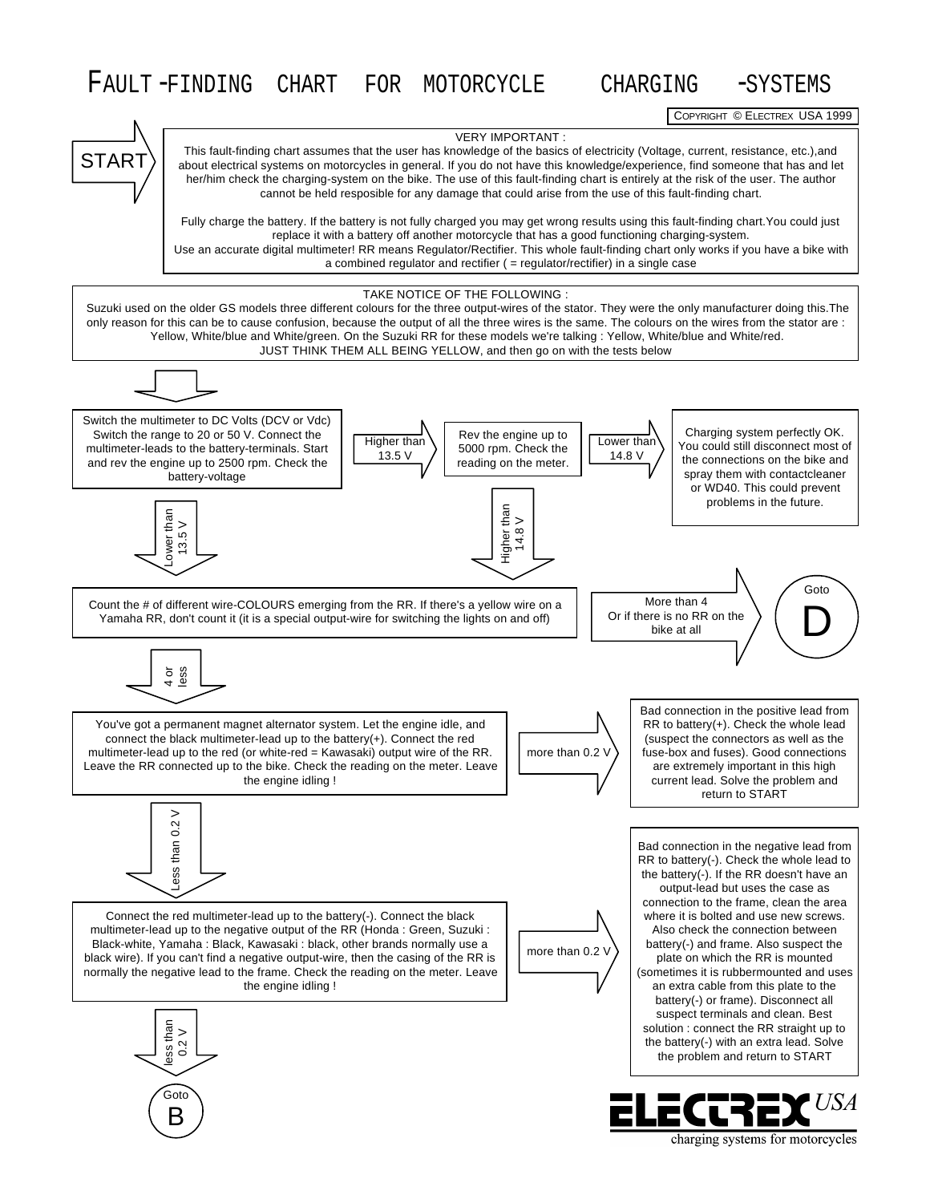# FAULT-FINDING CHART FOR MOTORCYCLE CHARGING-SYSTEMS

COPYRIGHT © ELECTREX USA 1999

**START**

VERY IMPORTANT :

This fault-finding chart assumes that the user has knowledge of the basics of electricity (Voltage, current, resistance, etc.),and about electrical systems on motorcycles in general. If you do not have this knowledge/experience, find someone that has and let her/him check the charging-system on the bike. The use of this fault-finding chart is entirely at the risk of the user. The author cannot be held resposible for any damage that could arise from the use of this fault-finding chart.

Fully charge the battery. If the battery is not fully charged you may get wrong results using this fault-finding chart.You could just replace it with a battery off another motorcycle that has a good functioning charging-system.

Use an accurate digital multimeter! RR means Regulator/Rectifier. This whole fault-finding chart only works if you have a bike with a combined regulator and rectifier ( = regulator/rectifier) in a single case

TAKE NOTICE OF THE FOLLOWING :

Suzuki used on the older GS models three different colours for the three output-wires of the stator. They were the only manufacturer doing this.The only reason for this can be to cause confusion, because the output of all the three wires is the same. The colours on the wires from the stator are : Yellow, White/blue and White/green. On the Suzuki RR for these models we're talking : Yellow, White/blue and White/red.

JUST THINK THEM ALL BEING YELLOW, and then go on with the tests below

---

Switch the multimeter to DC Volts (DCV or Vdc) Switch the range to 20 or 50 V. Connect the multimeter-leads to the battery-terminals. Start and rev the engine up to 2500 rpm. Check the battery-voltage

- **Higher than 13.5 V** → Rev the engine up to 5000 rpm. Check the reading on the meter.
  - **Lower than 14.8 V** → Charging system perfectly OK. You could still disconnect most of the connections on the bike and spray them with contactcleaner or WD40. This could prevent problems in the future.
  - **Higher than 14.8 V** → go to the step below (count wire-colours).
- **Lower than 13.5 V** → go to the step below (count wire-colours).

---

Count the # of different wire-COLOURS emerging from the RR. If there's a yellow wire on a Yamaha RR, don't count it (it is a special output-wire for switching the lights on and off)

- **More than 4 Or if there is no RR on the bike at all** → Goto **D**
- **4 or less** → continue below

---

You've got a permanent magnet alternator system. Let the engine idle, and connect the black multimeter-lead up to the battery(+). Connect the red multimeter-lead up to the red (or white-red = Kawasaki) output wire of the RR. Leave the RR connected up to the bike. Check the reading on the meter. Leave the engine idling !

- **more than 0.2 V** → Bad connection in the positive lead from RR to battery(+). Check the whole lead to the battery(+) (suspect the connectors as well as the fuse-box and fuses). Good connections are extremely important in this high current lead. Solve the problem and return to START
- **Less than 0.2 V** → continue below

---

Connect the red multimeter-lead up to the battery(-). Connect the black multimeter-lead up to the negative output of the RR (Honda : Green, Suzuki : Black-white, Yamaha : Black, Kawasaki : black, other brands normally use a black wire). If you can't find a negative output-wire, then the casing of the RR is normally the negative lead to the frame. Check the reading on the meter. Leave the engine idling !

- **more than 0.2 V** → Bad connection in the negative lead from RR to battery(-). Check the whole lead to the battery(-). If the RR doesn't have an output-lead but uses the case as connection to the frame, clean the area where it is bolted and use new screws. Also check the connection between battery(-) and frame. Also suspect the plate on which the RR is mounted (sometimes it is rubbermounted and uses an extra cable from this plate to the battery(-) or frame). Disconnect all suspect terminals and clean. Best solution : connect the RR straight up to the battery(-) with an extra lead. Solve the problem and return to START
- **less than 0.2 V** → Goto **B**

ELECTREX USA
charging systems for motorcycles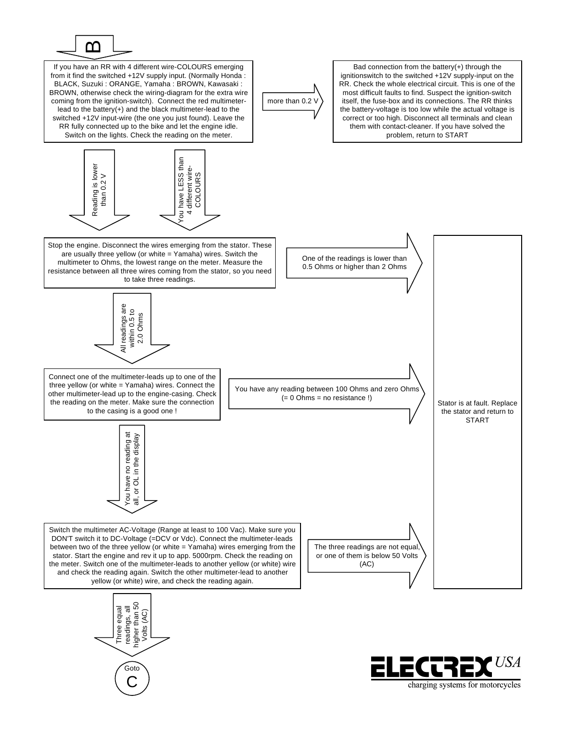# B

If you have an RR with 4 different wire-COLOURS emerging from it find the switched +12V supply input. (Normally Honda : BLACK, Suzuki : ORANGE, Yamaha : BROWN, Kawasaki : BROWN, otherwise check the wiring-diagram for the extra wire coming from the ignition-switch). Connect the red multimeter-lead to the battery(+) and the black multimeter-lead to the switched +12V input-wire (the one you just found). Leave the RR fully connected up to the bike and let the engine idle. Switch on the lights. Check the reading on the meter.

→ more than 0.2 V

Bad connection from the battery(+) through the ignitionswitch to the switched +12V supply-input on the RR. Check the whole electrical circuit. This is one of the most difficult faults to find. Suspect the ignition-switch itself, the fuse-box and its connections. The RR thinks the battery-voltage is too low while the actual voltage is correct or too high. Disconnect all terminals and clean them with contact-cleaner. If you have solved the problem, return to START

↓ Reading is lower than 0.2 V

↓ You have LESS than 4 different wire-COLOURS

Stop the engine. Disconnect the wires emerging from the stator. These are usually three yellow (or white = Yamaha) wires. Switch the multimeter to Ohms, the lowest range on the meter. Measure the resistance between all three wires coming from the stator, so you need to take three readings.

→ One of the readings is lower than 0.5 Ohms or higher than 2 Ohms → Stator is at fault. Replace the stator and return to START

↓ All readings are within 0.5 to 2.0 Ohms

Connect one of the multimeter-leads up to one of the three yellow (or white = Yamaha) wires. Connect the other multimeter-lead up to the engine-casing. Check the reading on the meter. Make sure the connection to the casing is a good one !

→ You have any reading between 100 Ohms and zero Ohms (= 0 Ohms = no resistance !) → Stator is at fault. Replace the stator and return to START

↓ You have no reading at all, or OL in the display

Switch the multimeter AC-Voltage (Range at least to 100 Vac). Make sure you DON'T switch it to DC-Voltage (=DCV or Vdc). Connect the multimeter-leads between two of the three yellow (or white = Yamaha) wires emerging from the stator. Start the engine and rev it up to app. 5000rpm. Check the reading on the meter. Switch one of the multimeter-leads to another yellow (or white) wire and check the reading again. Switch the other multimeter-lead to another yellow (or white) wire, and check the reading again.

→ The three readings are not equal, or one of them is below 50 Volts (AC) → Stator is at fault. Replace the stator and return to START

↓ Three equal readings, all higher than 50 Volts (AC)

Goto C

ELECTREX USA
charging systems for motorcycles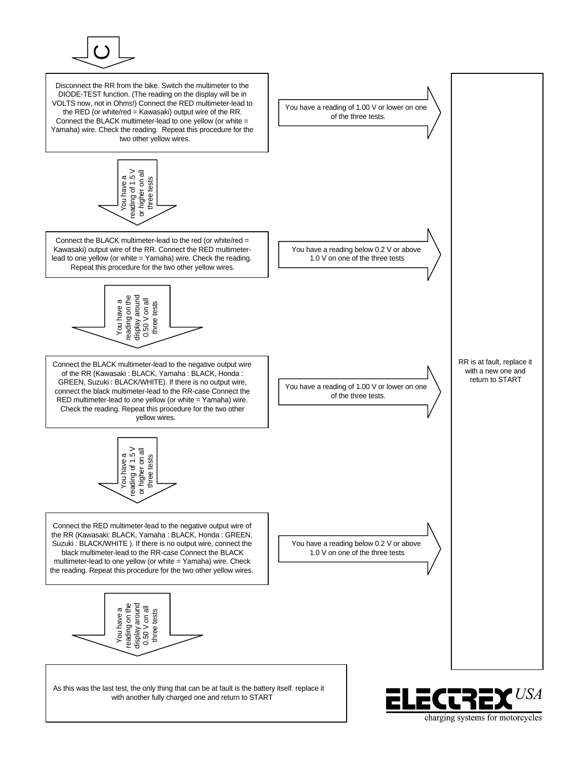C

Disconnect the RR from the bike. Switch the multimeter to the DIODE-TEST function. (The reading on the display will be in VOLTS now, not in Ohms!) Connect the RED multimeter-lead to the RED (or white/red = Kawasaki) output wire of the RR. Connect the BLACK multimeter-lead to one yellow (or white = Yamaha) wire. Check the reading. Repeat this procedure for the two other yellow wires.

→ You have a reading of 1.00 V or lower on one of the three tests.

↓ You have a reading of 1.5 V or higher on all three tests

Connect the BLACK multimeter-lead to the red (or white/red = Kawasaki) output wire of the RR. Connect the RED multimeter-lead to one yellow (or white = Yamaha) wire. Check the reading. Repeat this procedure for the two other yellow wires.

→ You have a reading below 0.2 V or above 1.0 V on one of the three tests

↓ You have a reading on the display around 0.50 V on all three tests

Connect the BLACK multimeter-lead to the negative output wire of the RR (Kawasaki : BLACK, Yamaha : BLACK, Honda : GREEN, Suzuki : BLACK/WHITE). If there is no output wire, connect the black multimeter-lead to the RR-case Connect the RED multimeter-lead to one yellow (or white = Yamaha) wire. Check the reading. Repeat this procedure for the two other yellow wires.

→ You have a reading of 1.00 V or lower on one of the three tests.

↓ You have a reading of 1.5 V or higher on all three tests

Connect the RED multimeter-lead to the negative output wire of the RR (Kawasaki: BLACK, Yamaha : BLACK, Honda : GREEN, Suzuki : BLACK/WHITE ). If there is no output wire, connect the black multimeter-lead to the RR-case Connect the BLACK multimeter-lead to one yellow (or white = Yamaha) wire. Check the reading. Repeat this procedure for the two other yellow wires.

→ You have a reading below 0.2 V or above 1.0 V on one of the three tests

↓ You have a reading on the display around 0.50 V on all three tests

As this was the last test, the only thing that can be at fault is the battery itself. replace it with another fully charged one and return to START

RR is at fault, replace it with a new one and return to START

ELECTREX *USA*
charging systems for motorcycles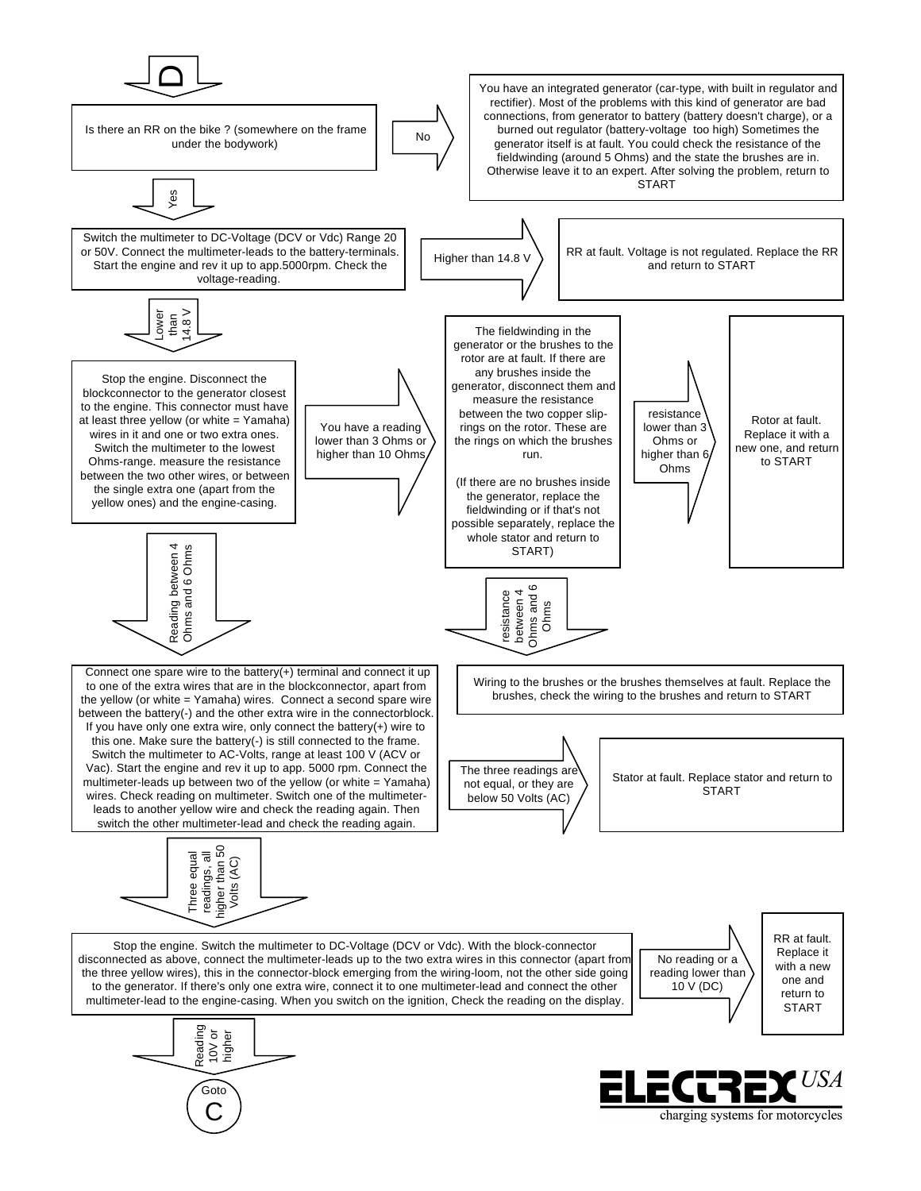D

Is there an RR on the bike ? (somewhere on the frame under the bodywork)

No

You have an integrated generator (car-type, with built in regulator and rectifier). Most of the problems with this kind of generator are bad connections, from generator to battery (battery doesn't charge), or a burned out regulator (battery-voltage too high) Sometimes the generator itself is at fault. You could check the resistance of the fieldwinding (around 5 Ohms) and the state the brushes are in. Otherwise leave it to an expert. After solving the problem, return to START

Yes

Switch the multimeter to DC-Voltage (DCV or Vdc) Range 20 or 50V. Connect the multimeter-leads to the battery-terminals. Start the engine and rev it up to app.5000rpm. Check the voltage-reading.

Higher than 14.8 V

RR at fault. Voltage is not regulated. Replace the RR and return to START

Lower than 14.8 V

Stop the engine. Disconnect the blockconnector to the generator closest to the engine. This connector must have at least three yellow (or white = Yamaha) wires in it and one or two extra ones. Switch the multimeter to the lowest Ohms-range. measure the resistance between the two other wires, or between the single extra one (apart from the yellow ones) and the engine-casing.

You have a reading lower than 3 Ohms or higher than 10 Ohms

The fieldwinding in the generator or the brushes to the rotor are at fault. If there are any brushes inside the generator, disconnect them and measure the resistance between the two copper slip-rings on the rotor. These are the rings on which the brushes run.

(If there are no brushes inside the generator, replace the fieldwinding or if that's not possible separately, replace the whole stator and return to START)

resistance lower than 3 Ohms or higher than 6 Ohms

Rotor at fault. Replace it with a new one, and return to START

resistance between 4 Ohms and 6 Ohms

Wiring to the brushes or the brushes themselves at fault. Replace the brushes, check the wiring to the brushes and return to START

Reading between 4 Ohms and 6 Ohms

Connect one spare wire to the battery(+) terminal and connect it up to one of the extra wires that are in the blockconnector, apart from the yellow (or white = Yamaha) wires. Connect a second spare wire between the battery(-) and the other extra wire in the connectorblock. If you have only one extra wire, only connect the battery(+) wire to this one. Make sure the battery(-) is still connected to the frame. Switch the multimeter to AC-Volts, range at least 100 V (ACV or Vac). Start the engine and rev it up to app. 5000 rpm. Connect the multimeter-leads up between two of the yellow (or white = Yamaha) wires. Check reading on multimeter. Switch one of the multimeter-leads to another yellow wire and check the reading again. Then switch the other multimeter-lead and check the reading again.

The three readings are not equal, or they are below 50 Volts (AC)

Stator at fault. Replace stator and return to START

Three equal readings, all higher than 50 Volts (AC)

Stop the engine. Switch the multimeter to DC-Voltage (DCV or Vdc). With the block-connector disconnected as above, connect the multimeter-leads up to the two extra wires in this connector (apart from the three yellow wires), this in the connector-block emerging from the wiring-loom, not the other side going to the generator. If there's only one extra wire, connect it to one multimeter-lead and connect the other multimeter-lead to the engine-casing. When you switch on the ignition, Check the reading on the display.

No reading or a reading lower than 10 V (DC)

RR at fault. Replace it with a new one and return to START

Reading 10V or higher

Goto C

ELECTREX USA
charging systems for motorcycles